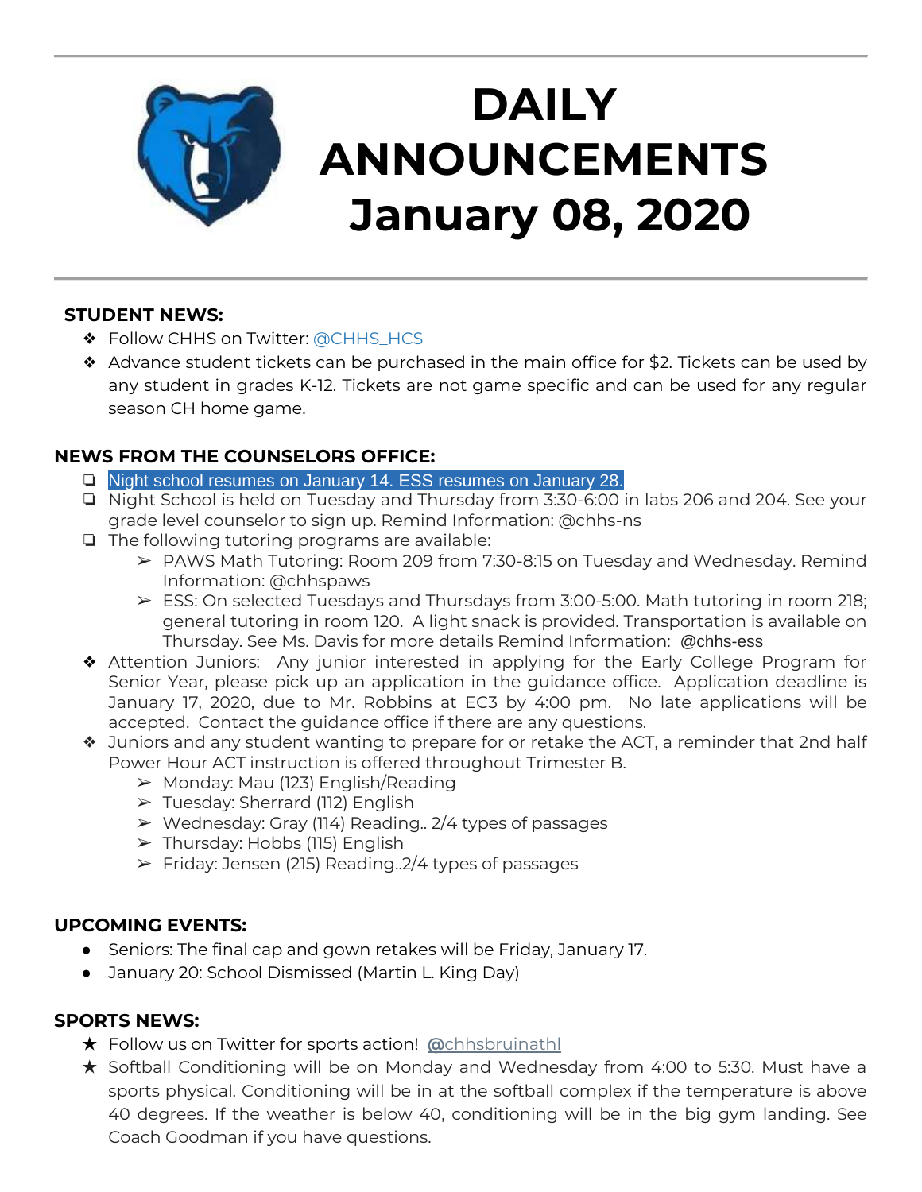# DAILY ANNOUNCEMENTS January 08, 2020

## STUDENT NEWS:

- Follow CHHS on Twitter: @CHHS_HCS
- Advance student tickets can be purchased in the main office for $2. Tickets can be used by any student in grades K-12. Tickets are not game specific and can be used for any regular season CH home game.

## NEWS FROM THE COUNSELORS OFFICE:

- Night school resumes on January 14. ESS resumes on January 28.
- Night School is held on Tuesday and Thursday from 3:30-6:00 in labs 206 and 204. See your grade level counselor to sign up. Remind Information: @chhs-ns
- The following tutoring programs are available:
  - PAWS Math Tutoring: Room 209 from 7:30-8:15 on Tuesday and Wednesday. Remind Information: @chhspaws
  - ESS: On selected Tuesdays and Thursdays from 3:00-5:00. Math tutoring in room 218; general tutoring in room 120. A light snack is provided. Transportation is available on Thursday. See Ms. Davis for more details Remind Information: @chhs-ess
- Attention Juniors: Any junior interested in applying for the Early College Program for Senior Year, please pick up an application in the guidance office. Application deadline is January 17, 2020, due to Mr. Robbins at EC3 by 4:00 pm. No late applications will be accepted. Contact the guidance office if there are any questions.
- Juniors and any student wanting to prepare for or retake the ACT, a reminder that 2nd half Power Hour ACT instruction is offered throughout Trimester B.
  - Monday: Mau (123) English/Reading
  - Tuesday: Sherrard (112) English
  - Wednesday: Gray (114) Reading.. 2/4 types of passages
  - Thursday: Hobbs (115) English
  - Friday: Jensen (215) Reading..2/4 types of passages

## UPCOMING EVENTS:

- Seniors: The final cap and gown retakes will be Friday, January 17.
- January 20: School Dismissed (Martin L. King Day)

## SPORTS NEWS:

- Follow us on Twitter for sports action! @chhsbruinathl
- Softball Conditioning will be on Monday and Wednesday from 4:00 to 5:30. Must have a sports physical. Conditioning will be in at the softball complex if the temperature is above 40 degrees. If the weather is below 40, conditioning will be in the big gym landing. See Coach Goodman if you have questions.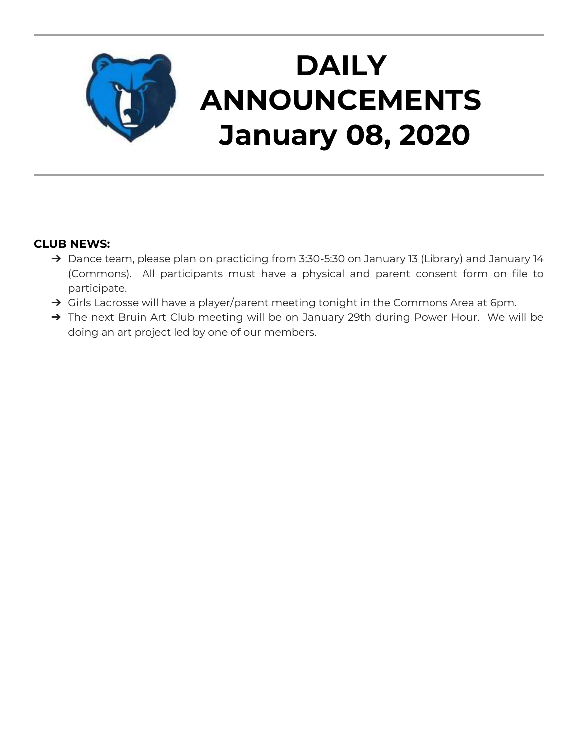# DAILY ANNOUNCEMENTS January 08, 2020

**CLUB NEWS:**

- Dance team, please plan on practicing from 3:30-5:30 on January 13 (Library) and January 14 (Commons). All participants must have a physical and parent consent form on file to participate.
- Girls Lacrosse will have a player/parent meeting tonight in the Commons Area at 6pm.
- The next Bruin Art Club meeting will be on January 29th during Power Hour. We will be doing an art project led by one of our members.